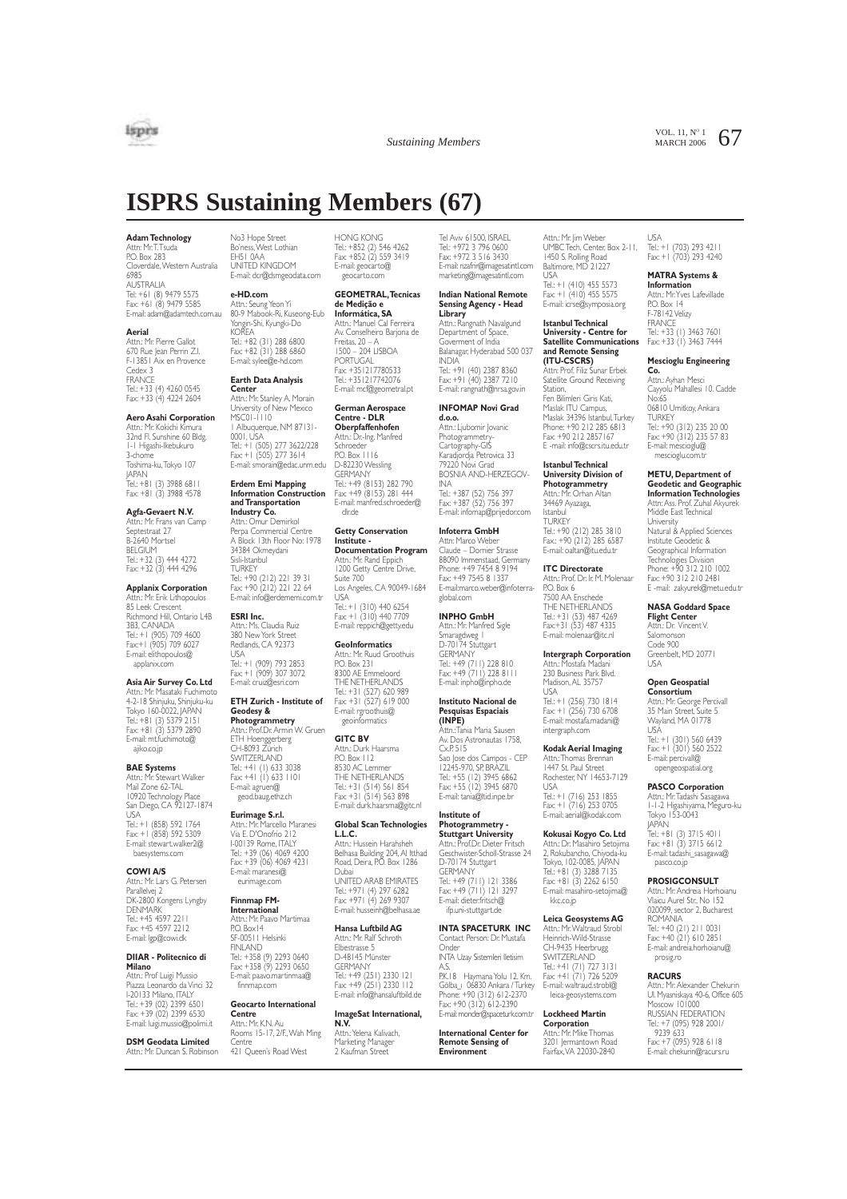# ISPRS Sustaining Members (67)

**Adam Technology**
Attn.: Mr. T. Tsuda
P.O. Box 283
Cloverdale, Western Australia 6985
AUSTRALIA
Tel.: +61 (8) 9479 5575
Fax: +61 (8) 9479 5585
E-mail: adam@adamtech.com.au

**Aerial**
Attn.: Mr. Pierre Gallot
670 Rue Jean Perrin Z.I.
F-13851 Aix en Provence Cedex 3
FRANCE
Tel.: +33 (4) 4260 0545
Fax: +33 (4) 4224 2604

**Aero Asahi Corporation**
Attn.: Mr. Kokichi Kimura
32nd Fl. Sunshine 60 Bldg.
1-1 Higashi-Ikebukuro 3-chome
Toshima-ku, Tokyo 107
JAPAN
Tel.: +81 (3) 3988 6811
Fax: +81 (3) 3988 4578

**Agfa-Gevaert N.V.**
Attn.: Mr. Frans van Camp
Septestraat 27
B-2640 Mortsel
BELGIUM
Tel.: +32 (3) 444 4272
Fax: +32 (3) 444 4296

**Applanix Corporation**
Attn.: Mr. Erik Lithopoulos
85 Leek Crescent
Richmond Hill, Ontario L4B 3B3, CANADA
Tel.: +1 (905) 709 4600
Fax:+1 (905) 709 6027
E-mail: elithopoulos@applanix.com

**Asia Air Survey Co. Ltd**
Attn.: Mr. Masataki Fuchimoto
4-2-18 Shinjuku, Shinjuku-ku
Tokyo 160-0022, JAPAN
Tel.: +81 (3) 5379 2151
Fax: +81 (3) 5379 2890
E-mail: mt.fuchimoto@ajiko.co.jp

**BAE Systems**
Attn.: Mr. Stewart Walker
Mail Zone 62-TAL
10920 Technology Place
San Diego, CA 92127-1874
USA
Tel.: +1 (858) 592 1764
Fax: +1 (858) 592 5309
E-mail: stewart.walker2@baesystems.com

**COWI A/S**
Attn.: Mr. Lars G. Petersen
Parallelvej 2
DK-2800 Kongens Lyngby
DENMARK
Tel.: +45 4597 2211
Fax: +45 4597 2212
E-mail: lgp@cowi.dk

**DIIAR - Politecnico di Milano**
Attn.: Prof Luigi Mussio
Piazza Leonardo da Vinci 32
I-20133 Milano, ITALY
Tel.: +39 (02) 2399 6501
Fax: +39 (02) 2399 6530
E-mail: luigi.mussio@polimi.it

**DSM Geodata Limited**
Attn.: Mr. Duncan S. Robinson
No3 Hope Street
Bo'ness, West Lothian
EH51 0AA
UNITED KINGDOM
E-mail: dcr@dsmgeodata.com

**e-HD.com**
Attn.: Seung Yeon Yi
80-9 Mabook-Ri, Kuseong-Eub
Yongin-Shi, Kyungki-Do
KOREA
Tel.: +82 (31) 288 6800
Fax: +82 (31) 288 6860
E-mail: sylee@e-hd.com

**Earth Data Analysis Center**
Attn.: Mr. Stanley A. Morain
University of New Mexico
MSC01-1110
1 Albuquerque, NM 87131-0001, USA
Tel.: +1 (505) 277 3622/228
Fax: +1 (505) 277 3614
E-mail: smorain@edac.unm.edu

**Erdem Emi Mapping Information Construction and Transportation Industry Co.**
Attn.: Omur Demirkol
Perpa Commercial Centre
A Block 13th Floor No: 1978
34384 Okmeydani
Sisli-Istanbul
TURKEY
Tel.: +90 (212) 221 39 31
Fax: +90 (212) 221 22 64
E-mail: info@erdememi.com.tr

**ESRI Inc.**
Attn.: Ms. Claudia Ruiz
380 New York Street
Redlands, CA 92373
USA
Tel.: +1 (909) 793 2853
Fax: +1 (909) 307 3072
E-mail: cruiz@esri.com

**ETH Zurich - Institute of Geodesy & Photogrammetry**
Attn.: Prof.Dr. Armin W. Gruen
ETH Hoenggerberg
CH-8093 Zurich
SWITZERLAND
Tel.: +41 (1) 633 3038
Fax: +41 (1) 633 1101
E-mail: agruen@geod.baug.ethz.ch

**Eurimage S.r.l.**
Attn.: Mr. Marcello Maranesi
Via E. D'Onofrio 212
I-00139 Rome, ITALY
Tel.: +39 (06) 4069 4200
Fax: +39 (06) 4069 4231
E-mail: maranesi@eurimage.com

**Finnmap FM-International**
Attn.: Mr. Paavo Martimaa
P.O. Box14
SF-00511 Helsinki
FINLAND
Tel.: +358 (9) 2293 0640
Fax: +358 (9) 2293 0650
E-mail: paavo.martinmaa@finnmap.com

**Geocarto International Centre**
Attn.: Mr. K.N. Au
Rooms 15-17, 2/F., Wah Ming Centre
421 Queen's Road West
HONG KONG
Tel.: +852 (2) 546 4262
Fax: +852 (2) 559 3419
E-mail: geocarto@geocarto.com

**GEOMETRAL, Tecnicas de Medição e Informática, SA**
Attn.: Manuel Cal Ferreira
Av. Conselheiro Barjona de Freitas, 20 – A
1500 – 204 LISBOA
PORTUGAL
Fax: +351217780533
Tel.: +351217742076
E-mail: mcf@geometral.pt

**German Aerospace Centre - DLR Oberpfaffenhofen**
Attn.: Dr.-Ing. Manfred Schroeder
P.O. Box 1116
D-82230 Wessling
GERMANY
Tel.: +49 (8153) 282 790
Fax: +49 (8153) 281 444
E-mail: manfred.schroeder@dlr.de

**Getty Conservation Institute - Documentation Program**
Attn.: Mr. Rand Eppich
1200 Getty Centre Drive, Suite 700
Los Angeles, CA 90049-1684
USA
Tel.: +1 (310) 440 6254
Fax: +1 (310) 440 7709
E-mail: reppich@getty.edu

**GeoInformatics**
Attn.: Mr. Ruud Groothuis
P.O. Box 231
8300 AE Emmeloord
THE NETHERLANDS
Tel.: +31 (527) 620 989
Fax: +31 (527) 619 000
E-mail: rgroothuis@geoinformatics

**GITC BV**
Attn.: Durk Haarsma
P.O. Box 112
8530 AC Lemmer
THE NETHERLANDS
Tel.: +31 (514) 561 854
Fax: +31 (514) 563 898
E-mail: durk.haarsma@gitc.nl

**Global Scan Technologies L.L.C.**
Attn.: Hussein Harahsheh
Belhasa Building 204, Al Itthad Road, Deira, P.O. Box 1286 Dubai
UNITED ARAB EMIRATES
Tel.: +971 (4) 297 6282
Fax: +971 (4) 269 9307
E-mail: husseinh@belhasa.ae

**Hansa Luftbild AG**
Attn.: Mr. Ralf Schroth
Elbestrasse 5
D-48145 Münster
GERMANY
Tel.: +49 (251) 2330 121
Fax: +49 (251) 2330 112
E-mail: info@hansaluftbild.de

**ImageSat International, N.V.**
Attn.: Yelena Kalivach, Marketing Manager
2 Kaufman Street
Tel Aviv 61500, ISRAEL
Tel.: +972 3 796 0600
Fax: +972 3 516 3430
E-mail: nzafrir@imagesatintl.com
marketing@imagesatintl.com

**Indian National Remote Sensing Agency - Head Library**
Attn.: Rangnath Navalgund
Department of Space, Goverment of India
Balanagar, Hyderabad 500 037
INDIA
Tel.: +91 (40) 2387 8360
Fax: +91 (40) 2387 7210
E-mail: rangnath@nrsa.gov.in

**INFOMAP Novi Grad d.o.o.**
Attn.: Ljubomir Jovanic
Photogrammetry-Cartography-GIS
Karadjordja Petrovica 33
79220 Novi Grad
BOSNIA AND-HERZEGOVINA
Tel.: +387 (52) 756 397
Fax: +387 (52) 756 397
E-mail: infomap@prijedor.com

**Infoterra GmbH**
Attn.: Marco Weber
Claude – Dornier Strasse
88090 Immenstaad, Germany
Phone: +49 7454 8 9194
Fax: +49 7545 8 1337
E-mail: marco.weber@infoterra-global.com

**INPHO GmbH**
Attn.: Mr. Manfred Sigle
Smaragdweg 1
D-70174 Stuttgart
GERMANY
Tel.: +49 (711) 228 810
Fax: +49 (711) 228 8111
E-mail: inpho@inpho.de

**Instituto Nacional de Pesquisas Espaciais (INPE)**
Attn.: Tania Maria Sausen
Av. Dos Astronautas 1758, Cx.P. 515
Sao Jose dos Campos - CEP 12245-970, SP, BRAZIL
Tel.: +55 (12) 3945 6862
Fax: +55 (12) 3945 6870
E-mail: tania@ltid.inpe.br

**Institute of Photogrammetry - Stuttgart University**
Attn.: Prof.Dr. Dieter Fritsch
Geschwister-Scholl-Strasse 24
D-70174 Stuttgart
GERMANY
Tel.: +49 (711) 121 3386
Fax: +49 (711) 121 3297
E-mail: dieter.fritsch@ifp.uni-stuttgart.de

**INTA SPACETURK INC**
Contact Person: Dr. Mustafa Onder
INTA Uzay Sistemleri Iletisim A.S.
P.K.18 Haymana Yolu 12. Km. Gölba_i 06830 Ankara / Turkey
Phone: +90 (312) 612-2370
Fax: +90 (312) 612-2390
E-mail: monder@spaceturk.com.tr

**International Center for Remote Sensing of Environment**
Attn.: Mr. Jim Weber
UMBC Tech. Center, Box 2-11, 1450 S. Rolling Road
Baltimore, MD 21227
USA
Tel.: +1 (410) 455 5573
Fax: +1 (410) 455 5575
E-mail: icrse@symposia.org

**Istanbul Technical University - Centre for Satellite Communications and Remote Sensing (ITU-CSCRS)**
Attn: Prof. Filiz Sunar Erbek
Satellite Ground Receiving Station,
Fen Bilimleri Giris Kati,
Maslak ITU Campus,
Maslak 34396 Istanbul, Turkey
Phone: +90 212 285 6813
Fax: +90 212 2857167
E -mail: info@cscrs.itu.edu.tr

**Istanbul Technical University Division of Photogrammetry**
Attn.: Mr. Orhan Altan
34469 Ayazaga, Istanbul
TURKEY
Tel.: +90 (212) 285 3810
Fax.: +90 (212) 285 6587
E-mail: oaltan@itu.edu.tr

**ITC Directorate**
Attn.: Prof. Dr. Ir. M. Molenaar
P.O. Box 6
7500 AA Enschede
THE NETHERLANDS
Tel.: +31 (53) 487 4269
Fax:+31 (53) 487 4335
E-mail: molenaar@itc.nl

**Intergraph Corporation**
Attn.: Mostafa Madani
230 Business Park Blvd.
Madison, AL 35757
USA
Tel.: +1 (256) 730 1814
Fax: +1 (256) 730 6708
E-mail: mostafa.madani@intergraph.com

**Kodak Aerial Imaging**
Attn.: Thomas Brennan
1447 St. Paul Street
Rochester, NY 14653-7129
USA
Tel.: +1 (716) 253 1855
Fax: +1 (716) 253 0705
E-mail: aerial@kodak.com

**Kokusai Kogyo Co. Ltd**
Attn.: Dr. Masahiro Setojima
2, Rokubancho, Chiyoda-ku
Tokyo, 102-0085, JAPAN
Tel.: +81 (3) 3288 7135
Fax: +81 (3) 2262 6150
E-mail: masahiro-setojima@kkc.co.jp

**Leica Geosystems AG**
Attn.: Mr. Waltraud Strobl
Heinrich-Wild-Strasse
CH-9435 Heerbrugg
SWITZERLAND
Tel.: +41 (71) 727 3131
Fax: +41 (71) 726 5209
E-mail: waltraud.strobl@leica-geosystems.com

**Lockheed Martin Corporation**
Attn.: Mr. Mike Thomas
3201 Jermantown Road
Fairfax, VA 22030-2840
USA
Tel.: +1 (703) 293 4211
Fax: +1 (703) 293 4240

**MATRA Systems & Information**
Attn.: Mr. Yves Lafevillade
P.O. Box 14
F-78142 Velizy
FRANCE
Tel.: +33 (1) 3463 7601
Fax: +33 (1) 3463 7444

**Mescioglu Engineering Co.**
Attn.: Ayhan Mesci
Cayyolu Mahallesi 10. Cadde No:65
06810 Umitkoy, Ankara
TURKEY
Tel.: +90 (312) 235 20 00
Fax: +90 (312) 235 57 83
E-mail: mescioglu@mescioglu.com.tr

**METU, Department of Geodetic and Geographic Information Technologies**
Attn: Ass. Prof. Zuhal Akyurek
Middle East Technical University
Natural & Applied Sciences Institute Geodetic & Geographical Information Technologies Division
Phone: +90 312 210 1002
Fax: +90 312 210 2481
E -mail: zakyurek@metu.edu.tr

**NASA Goddard Space Flight Center**
Attn.: Dr. Vincent V. Salomonson
Code 900
Greenbelt, MD 20771
USA

**Open Geospatial Consortium**
Attn.: Mr. George Percivall
35 Main Street, Suite 5
Wayland, MA 01778
USA
Tel.: +1 (301) 560 6439
Fax: +1 (301) 560 2522
E-mail: percivall@opengeospatial.org

**PASCO Corporation**
Attn.: Mr. Tadashi Sasagawa
1-1-2 Higashiyama, Meguro-ku
Tokyo 153-0043
JAPAN
Tel.: +81 (3) 3715 4011
Fax: +81 (3) 3715 6612
E-mail: tadashi_sasagawa@pasco.co.jp

**PROSIGCONSULT**
Attn.: Mr. Andreia Horhoianu
Vlaicu Aurel Str., No 152
020099, sector 2, Bucharest
ROMANIA
Tel.: +40 (21) 211 0031
Fax: +40 (21) 610 2851
E-mail: andreia.horhoianu@prosig.ro

**RACURS**
Attn.: Mr. Alexander Chekurin
Ul. Myasniskaya 40-6, Office 605
Moscow 101000
RUSSIAN FEDERATION
Tel.: +7 (095) 928 2001/9239 633
Fax: +7 (095) 928 6118
E-mail: chekurin@racurs.ru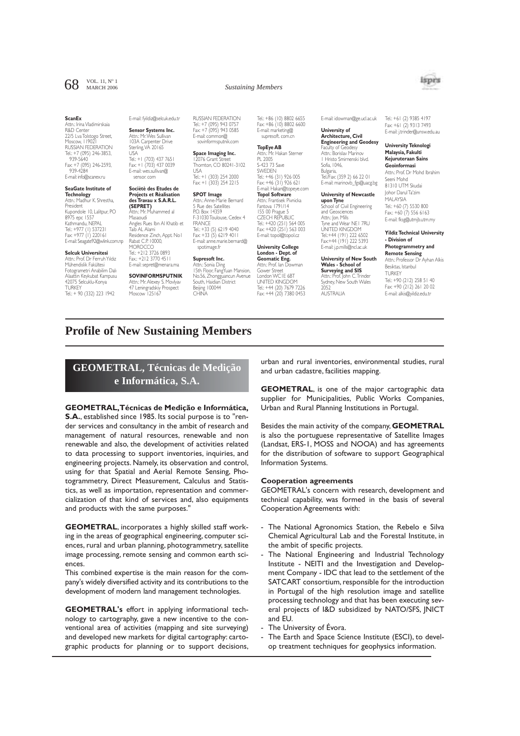**ScanEx**
Attn.: Irina Vladimirskaia
R&D Center
22/5 Lva Tolstogo Street,
Moscow, 119021
RUSSIAN FEDERATION
Tel.: +7 (095) 246-3853,
939-5640
Fax: +7 (095) 246-2593,
939-4284
E-mail: info@scanex.ru

**SeaGate Institute of Technology**
Attn.: Madhur K. Shrestha, President
Kupondole 10, Lalitpur, PO
8975 epc 1557
Kathmandu, NEPAL
Tel.: +977 (1) 537231
Fax: +977 (1) 220161
E-mail: Seagate92@wlink.com.np

**Selcuk Universitesi**
Attn.: Prof. Dr Ferruh Yildiz
Mühendislik Fakültesi
Fotogrametri Anabilim Dalı
Alaattin Keykubat Kampusu
42075 Selcuklu-Konya
TURKEY
Tel.: + 90 (332) 223 1942
E-mail: fyildiz@selcuk.edu.tr

**Sensor Systems Inc.**
Attn.: Mr. Wes Sullivan
103A Carpenter Drive
Sterling, VA 20165
USA
Tel.: +1 (703) 437 7651
Fax: +1 (703) 437 0039
E-mail: wes.sullivan@sensor.com

**Sociètè des Etudes de Projects et Rèalisation des Travau x S.A.R.L. (SEPRET)**
Attn.: Mr. Muhammed al Masaoudi
Angles Rues Ibn Al Khatib et Taib AL Alami
Residence Zinch, Appt. No1
Rabat C.P. 10000,
MOROCCO
Tel.: +212 3726 0893
Fax.: +212 3770 4511
E-mail: sepret@menara.ma

**SOVINFORMSPUTNIK**
Attn.: Mr. Alexey S. Movlyav
47 Leningradskiy Prospect
Moscow 125167
RUSSIAN FEDERATION
Tel.: +7 (095) 943 0757
Fax: +7 (095) 943 0585
E-mail: common@sovinformsputnik.com

**Space Imaging Inc.**
12076 Grant Street
Thornton, CO 80241-3102
USA
Tel.: +1 (303) 254 2000
Fax: +1 (303) 254 2215

**SPOT Image**
Attn.: Anne-Marie Bernard
5 Rue des Satellites
P.O. Box 14359
F-31030 Toulouse, Cedex 4
FRANCE
Tel.: +33 (5) 6219 4040
Fax: +33 (5) 6219 4011
E-mail: anne.marie.bernard@spotimage.fr

**Supresoft Inc.**
Attn.: Sonia Ding
15th Floor, FangYuan Mansion, No.56, Zhongguancun Avenue South, Haidian District
Beijing 100044
CHINA
Tel.: +86 (10) 8802 6655
Fax: +86 (10) 8802 6600
E-mail: marketing@supresoft.com.cn

**TopEye AB**
Attn.: Mr. Hakan Sterner
PL 2005
S-423 73 Save
SWEDEN
Tel.: +46 (31) 926 005
Fax: +46 (31) 926 621
E-mail: Hakan@topeye.com

**Topol Software**
Attn.: Frantisek Pivnicka
Fantova 1791/14
155 00 Prague 5
CZECH REPUBLIC
Tel.: +420 (251) 564 005
Fax: +420 (251) 563 003
E-mail: topol@topol.cz

**University College London - Dept. of Geomatic Eng.**
Attn.: Prof. Ian Dowman
Gower Street
London WC1E 6BT
UNITED KINGDOM
Tel.: +44 (20) 7679 7226
Fax: +44 (20) 7380 0453
E-mail: idowman@ge.ucl.ac.uk

**University of Architecture, Civil Engineering and Geodesy**
Faculty of Geodesy
Attn.: Borislav Marinov
1 Hristo Smirnenski blvd.
Sofia, 1046,
Bulgaria,
Tel./Fax: (359 2) 66 22 01
E-mail: marinovb_fgs@uacg.bg

**University of Newcastle upon Tyne**
School of Civil Engineering and Geosciences
Attn.: Jon. Mills
Tyne and Wear NE1 7RU
UNITED KINGDOM
Tel.:+44 (191) 222 6502
Fax:+44 (191) 222 5393
E-mail: j.p.mills@ncl.ac.uk

**University of New South Wales - School of Surveying and SIS**
Attn.: Prof. John C. Trinder
Sydney, New South Wales
2052
AUSTRALIA
Tel.: +61 (2) 9385 4197
Fax: +61 (2) 9313 7493
E-mail: j.trinder@unsw.edu.au

**University Teknologi Malaysia, Fakulti Kejuruteraan Sains Geoinformasi**
Attn.: Prof. Dr Mohd Ibrahim Seeni Mohd
81310 UTM Skudai
Johor Darul Ta'zim
MALAYSIA
Tel.: +60 (7) 5530 800
Fax.: +60 (7) 556 6163
E-mail: fksg@utmjb.utm.my

**Yildiz Technical University - Division of Photogrammetry and Remote Sensing**
Attn.: Professor Dr Ayhan Alkis
Besiktas, Istanbul
TURKEY
Tel.: +90 (212) 258 51 40
Fax: +90 (212) 261 20 02
E-mail: alkis@yildiz.edu.tr

# Profile of New Sustaining Members

## GEOMETRAL, Técnicas de Medição e Informática, S.A.

**GEOMETRAL, Técnicas de Medição e Informática, S.A.**, established since 1985. Its social purpose is to "render services and consultancy in the ambit of research and management of natural resources, renewable and non renewable and also, the development of activities related to data processing to support inventories, inquiries, and engineering projects. Namely, its observation and control, using for that Spatial and Aerial Remote Sensing, Photogrammetry, Direct Measurement, Calculus and Statistics, as well as importation, representation and commercialization of that kind of services and, also equipments and products with the same purposes."

**GEOMETRAL**, incorporates a highly skilled staff working in the areas of geographical engineering, computer sciences, rural and urban planning, photogrammetry, satellite image processing, remote sensing and common earth sciences.

This combined expertise is the main reason for the company's widely diversified activity and its contributions to the development of modern land management technologies.

**GEOMETRAL's** effort in applying informational technology to cartography, gave a new incentive to the conventional area of activities (mapping and site surveying) and developed new markets for digital cartography: cartographic products for planning or to support decisions, urban and rural inventories, environmental studies, rural and urban cadastre, facilities mapping.

**GEOMETRAL**, is one of the major cartographic data supplier for Municipalities, Public Works Companies, Urban and Rural Planning Institutions in Portugal.

Besides the main activity of the company, **GEOMETRAL** is also the portuguese representative of Satellite Images (Landsat, ERS-1, MOSS and NOOA) and has agreements for the distribution of software to support Geographical Information Systems.

**Cooperation agreements**

GEOMETRAL's concern with research, development and technical capability, was formed in the basis of several Cooperation Agreements with:

- The National Agronomics Station, the Rebelo e Silva Chemical Agricultural Lab and the Forestal Institute, in the ambit of specific projects.
- The National Engineering and Industrial Technology Institute - NEITI and the Investigation and Development Company - IDC that lead to the settlement of the SATCART consortium, responsible for the introduction in Portugal of the high resolution image and satellite processing technology and that has been executing several projects of I&D subsidized by NATO/SFS, JNICT and EU.
- The University of Évora.
- The Earth and Space Science Institute (ESCI), to develop treatment techniques for geophysics information.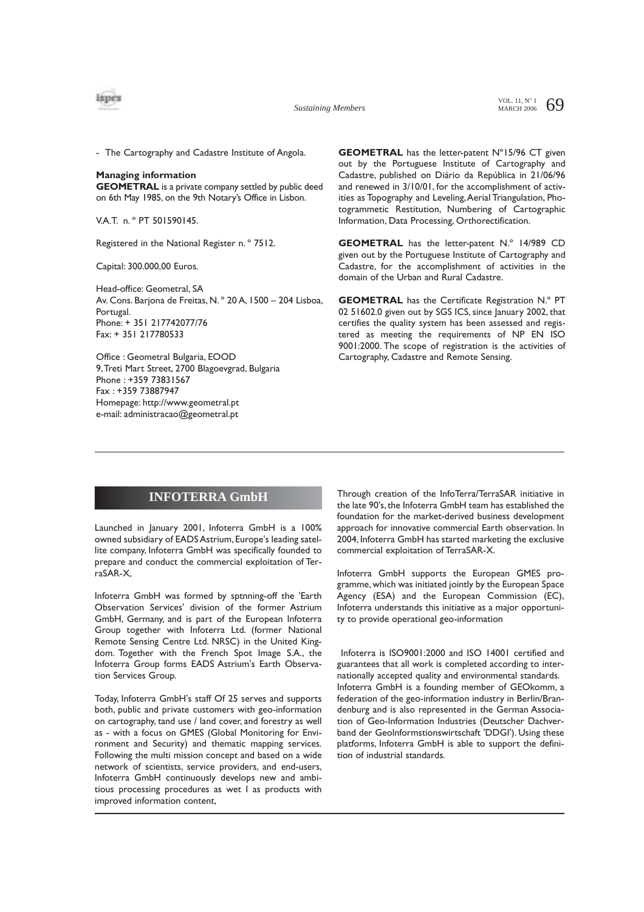- The Cartography and Cadastre Institute of Angola.

**Managing information**

**GEOMETRAL** is a private company settled by public deed on 6th May 1985, on the 9th Notary's Office in Lisbon.

V.A.T. n. º PT 501590145.

Registered in the National Register n. º 7512.

Capital: 300.000,00 Euros.

Head-office: Geometral, SA
Av. Cons. Barjona de Freitas, N. º 20 A, 1500 – 204 Lisboa, Portugal.
Phone: + 351 217742077/76
Fax: + 351 217780533

Office : Geometral Bulgaria, EOOD
9, Treti Mart Street, 2700 Blagoevgrad, Bulgaria
Phone : +359 73831567
Fax : +359 73887947
Homepage: http://www.geometral.pt
e-mail: administracao@geometral.pt

**GEOMETRAL** has the letter-patent Nº15/96 CT given out by the Portuguese Institute of Cartography and Cadastre, published on Diário da República in 21/06/96 and renewed in 3/10/01, for the accomplishment of activities as Topography and Leveling, Aerial Triangulation, Photogrammetic Restitution, Numbering of Cartographic Information, Data Processing, Orthorectification.

**GEOMETRAL** has the letter-patent N.º 14/989 CD given out by the Portuguese Institute of Cartography and Cadastre, for the accomplishment of activities in the domain of the Urban and Rural Cadastre.

**GEOMETRAL** has the Certificate Registration N.º PT 02 51602.0 given out by SGS ICS, since January 2002, that certifies the quality system has been assessed and registered as meeting the requirements of NP EN ISO 9001:2000. The scope of registration is the activities of Cartography, Cadastre and Remote Sensing.

## INFOTERRA GmbH

Launched in January 2001, Infoterra GmbH is a 100% owned subsidiary of EADS Astrium, Europe's leading satellite company, Infoterra GmbH was specifically founded to prepare and conduct the commercial exploitation of TerraSAR-X,

Infoterra GmbH was formed by sptnning-off the 'Earth Observation Services' division of the former Astrium GmbH, Germany, and is part of the European Infoterra Group together with Infoterra Ltd. (former National Remote Sensing Centre Ltd. NRSC) in the United Kingdom. Together with the French Spot Image S.A., the Infoterra Group forms EADS Astrium's Earth Observation Services Group.

Today, Infoterra GmbH's staff Of 25 serves and supports both, public and private customers with geo-information on cartography, tand use / land cover, and forestry as well as - with a focus on GMES (Global Monitoring for Environment and Security) and thematic mapping services. Following the multi mission concept and based on a wide network of scientists, service providers, and end-users, Infoterra GmbH continuously develops new and ambitious processing procedures as wet l as products with improved information content,

Through creation of the InfoTerra/TerraSAR initiative in the late 90's, the Infoterra GmbH team has established the foundation for the market-derived business development approach for innovative commercial Earth observation. In 2004, Infoterra GmbH has started marketing the exclusive commercial exploitation of TerraSAR-X.

Infoterra GmbH supports the European GMES programme, which was initiated jointly by the European Space Agency (ESA) and the European Commission (EC), Infoterra understands this initiative as a major opportunity to provide operational geo-information

Infoterra is ISO9001:2000 and ISO 14001 certified and guarantees that all work is completed according to internationally accepted quality and environmental standards.
Infoterra GmbH is a founding member of GEOkomm, a federation of the geo-information industry in Berlin/Brandenburg and is also represented in the German Association of Geo-Information Industries (Deutscher Dachverband der Geolnformstionswirtschaft 'DDGI'). Using these platforms, Infoterra GmbH is able to support the definition of industrial standards.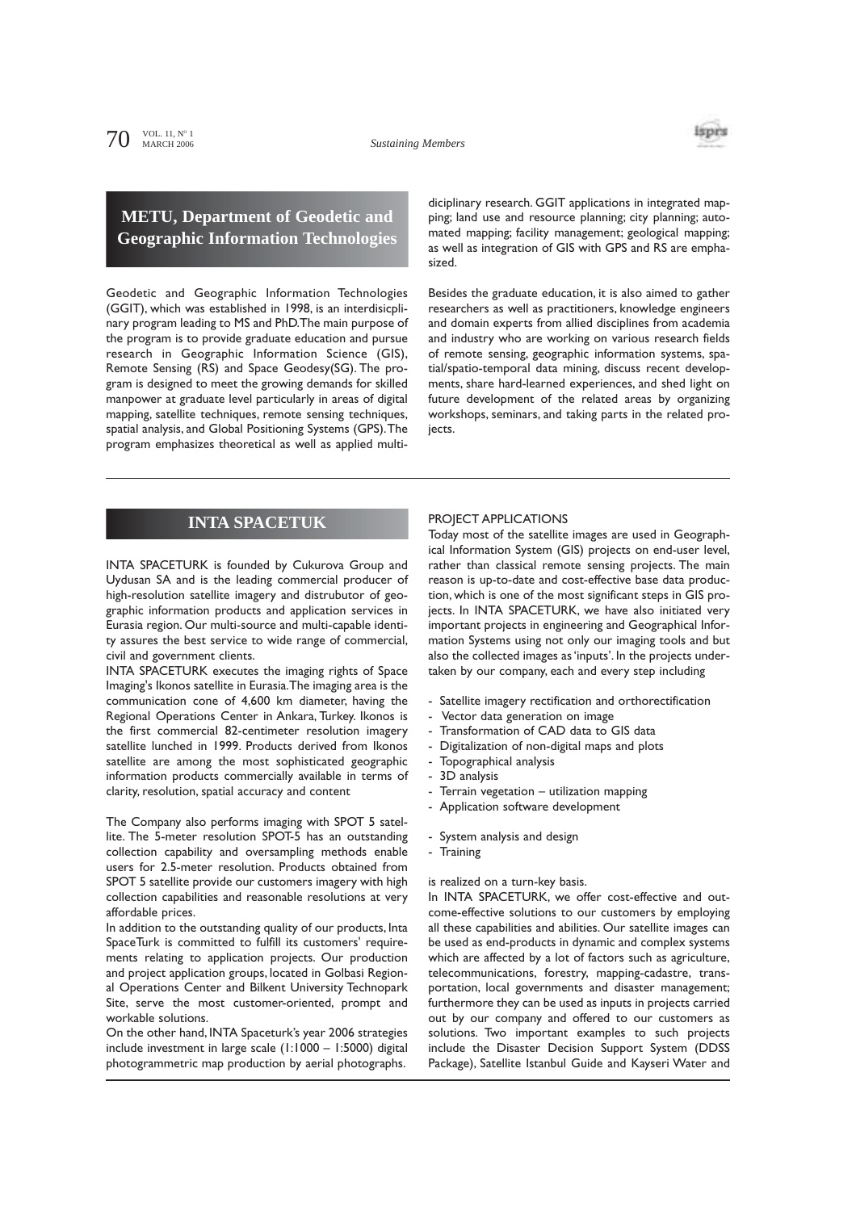## METU, Department of Geodetic and Geographic Information Technologies

Geodetic and Geographic Information Technologies (GGIT), which was established in 1998, is an interdisicplinary program leading to MS and PhD. The main purpose of the program is to provide graduate education and pursue research in Geographic Information Science (GIS), Remote Sensing (RS) and Space Geodesy(SG). The program is designed to meet the growing demands for skilled manpower at graduate level particularly in areas of digital mapping, satellite techniques, remote sensing techniques, spatial analysis, and Global Positioning Systems (GPS). The program emphasizes theoretical as well as applied multidiciplinary research. GGIT applications in integrated mapping; land use and resource planning; city planning; automated mapping; facility management; geological mapping; as well as integration of GIS with GPS and RS are emphasized.

Besides the graduate education, it is also aimed to gather researchers as well as practitioners, knowledge engineers and domain experts from allied disciplines from academia and industry who are working on various research fields of remote sensing, geographic information systems, spatial/spatio-temporal data mining, discuss recent developments, share hard-learned experiences, and shed light on future development of the related areas by organizing workshops, seminars, and taking parts in the related projects.

## INTA SPACETUK

INTA SPACETURK is founded by Cukurova Group and Uydusan SA and is the leading commercial producer of high-resolution satellite imagery and distrubutor of geographic information products and application services in Eurasia region. Our multi-source and multi-capable identity assures the best service to wide range of commercial, civil and government clients.

INTA SPACETURK executes the imaging rights of Space Imaging's Ikonos satellite in Eurasia. The imaging area is the communication cone of 4,600 km diameter, having the Regional Operations Center in Ankara, Turkey. Ikonos is the first commercial 82-centimeter resolution imagery satellite lunched in 1999. Products derived from Ikonos satellite are among the most sophisticated geographic information products commercially available in terms of clarity, resolution, spatial accuracy and content

The Company also performs imaging with SPOT 5 satellite. The 5-meter resolution SPOT-5 has an outstanding collection capability and oversampling methods enable users for 2.5-meter resolution. Products obtained from SPOT 5 satellite provide our customers imagery with high collection capabilities and reasonable resolutions at very affordable prices.

In addition to the outstanding quality of our products, Inta SpaceTurk is committed to fulfill its customers' requirements relating to application projects. Our production and project application groups, located in Golbasi Regional Operations Center and Bilkent University Technopark Site, serve the most customer-oriented, prompt and workable solutions.

On the other hand, INTA Spaceturk's year 2006 strategies include investment in large scale (1:1000 – 1:5000) digital photogrammetric map production by aerial photographs.

PROJECT APPLICATIONS

Today most of the satellite images are used in Geographical Information System (GIS) projects on end-user level, rather than classical remote sensing projects. The main reason is up-to-date and cost-effective base data production, which is one of the most significant steps in GIS projects. In INTA SPACETURK, we have also initiated very important projects in engineering and Geographical Information Systems using not only our imaging tools and but also the collected images as 'inputs'. In the projects undertaken by our company, each and every step including

- Satellite imagery rectification and orthorectification
- Vector data generation on image
- Transformation of CAD data to GIS data
- Digitalization of non-digital maps and plots
- Topographical analysis
- 3D analysis
- Terrain vegetation – utilization mapping
- Application software development
- System analysis and design
- Training

is realized on a turn-key basis.

In INTA SPACETURK, we offer cost-effective and outcome-effective solutions to our customers by employing all these capabilities and abilities. Our satellite images can be used as end-products in dynamic and complex systems which are affected by a lot of factors such as agriculture, telecommunications, forestry, mapping-cadastre, transportation, local governments and disaster management; furthermore they can be used as inputs in projects carried out by our company and offered to our customers as solutions. Two important examples to such projects include the Disaster Decision Support System (DDSS Package), Satellite Istanbul Guide and Kayseri Water and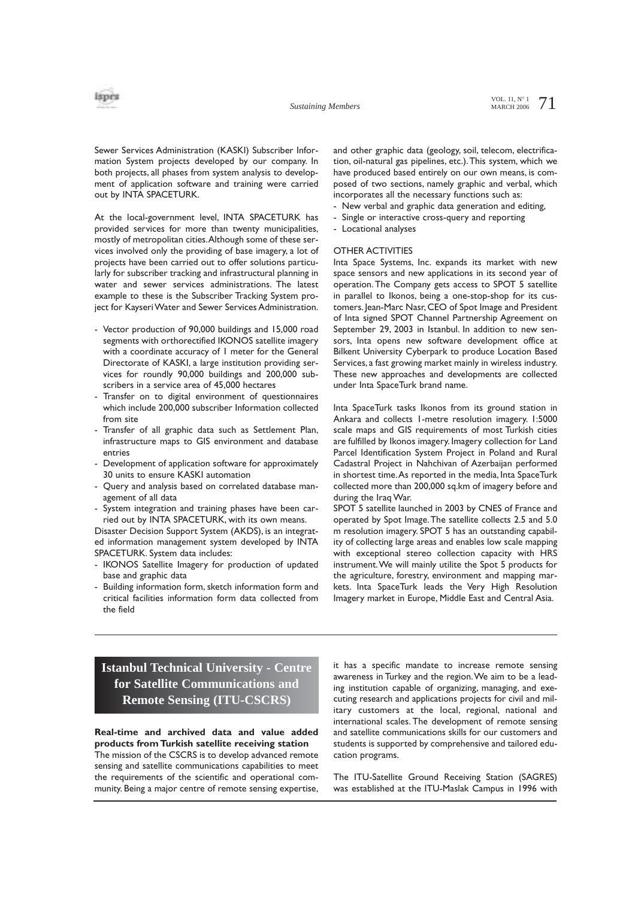Sewer Services Administration (KASKI) Subscriber Information System projects developed by our company. In both projects, all phases from system analysis to development of application software and training were carried out by INTA SPACETURK.

At the local-government level, INTA SPACETURK has provided services for more than twenty municipalities, mostly of metropolitan cities. Although some of these services involved only the providing of base imagery, a lot of projects have been carried out to offer solutions particularly for subscriber tracking and infrastructural planning in water and sewer services administrations. The latest example to these is the Subscriber Tracking System project for Kayseri Water and Sewer Services Administration.

- Vector production of 90,000 buildings and 15,000 road segments with orthorectified IKONOS satellite imagery with a coordinate accuracy of 1 meter for the General Directorate of KASKI, a large institution providing services for roundly 90,000 buildings and 200,000 subscribers in a service area of 45,000 hectares
- Transfer on to digital environment of questionnaires which include 200,000 subscriber Information collected from site
- Transfer of all graphic data such as Settlement Plan, infrastructure maps to GIS environment and database entries
- Development of application software for approximately 30 units to ensure KASKI automation
- Query and analysis based on correlated database management of all data
- System integration and training phases have been carried out by INTA SPACETURK, with its own means.

Disaster Decision Support System (AKDS), is an integrated information management system developed by INTA SPACETURK. System data includes:

- IKONOS Satellite Imagery for production of updated base and graphic data
- Building information form, sketch information form and critical facilities information form data collected from the field

and other graphic data (geology, soil, telecom, electrification, oil-natural gas pipelines, etc.). This system, which we have produced based entirely on our own means, is composed of two sections, namely graphic and verbal, which incorporates all the necessary functions such as:

- New verbal and graphic data generation and editing,
- Single or interactive cross-query and reporting
- Locational analyses

OTHER ACTIVITIES

Inta Space Systems, Inc. expands its market with new space sensors and new applications in its second year of operation. The Company gets access to SPOT 5 satellite in parallel to Ikonos, being a one-stop-shop for its customers. Jean-Marc Nasr, CEO of Spot Image and President of Inta signed SPOT Channel Partnership Agreement on September 29, 2003 in Istanbul. In addition to new sensors, Inta opens new software development office at Bilkent University Cyberpark to produce Location Based Services, a fast growing market mainly in wireless industry. These new approaches and developments are collected under Inta SpaceTurk brand name.

Inta SpaceTurk tasks Ikonos from its ground station in Ankara and collects 1-metre resolution imagery. 1:5000 scale maps and GIS requirements of most Turkish cities are fulfilled by Ikonos imagery. Imagery collection for Land Parcel Identification System Project in Poland and Rural Cadastral Project in Nahchivan of Azerbaijan performed in shortest time. As reported in the media, Inta SpaceTurk collected more than 200,000 sq.km of imagery before and during the Iraq War.

SPOT 5 satellite launched in 2003 by CNES of France and operated by Spot Image. The satellite collects 2.5 and 5.0 m resolution imagery. SPOT 5 has an outstanding capability of collecting large areas and enables low scale mapping with exceptional stereo collection capacity with HRS instrument. We will mainly utilite the Spot 5 products for the agriculture, forestry, environment and mapping markets. Inta SpaceTurk leads the Very High Resolution Imagery market in Europe, Middle East and Central Asia.

## Istanbul Technical University - Centre for Satellite Communications and Remote Sensing (ITU-CSCRS)

**Real-time and archived data and value added products from Turkish satellite receiving station**

The mission of the CSCRS is to develop advanced remote sensing and satellite communications capabilities to meet the requirements of the scientific and operational community. Being a major centre of remote sensing expertise, it has a specific mandate to increase remote sensing awareness in Turkey and the region. We aim to be a leading institution capable of organizing, managing, and executing research and applications projects for civil and military customers at the local, regional, national and international scales. The development of remote sensing and satellite communications skills for our customers and students is supported by comprehensive and tailored education programs.

The ITU-Satellite Ground Receiving Station (SAGRES) was established at the ITU-Maslak Campus in 1996 with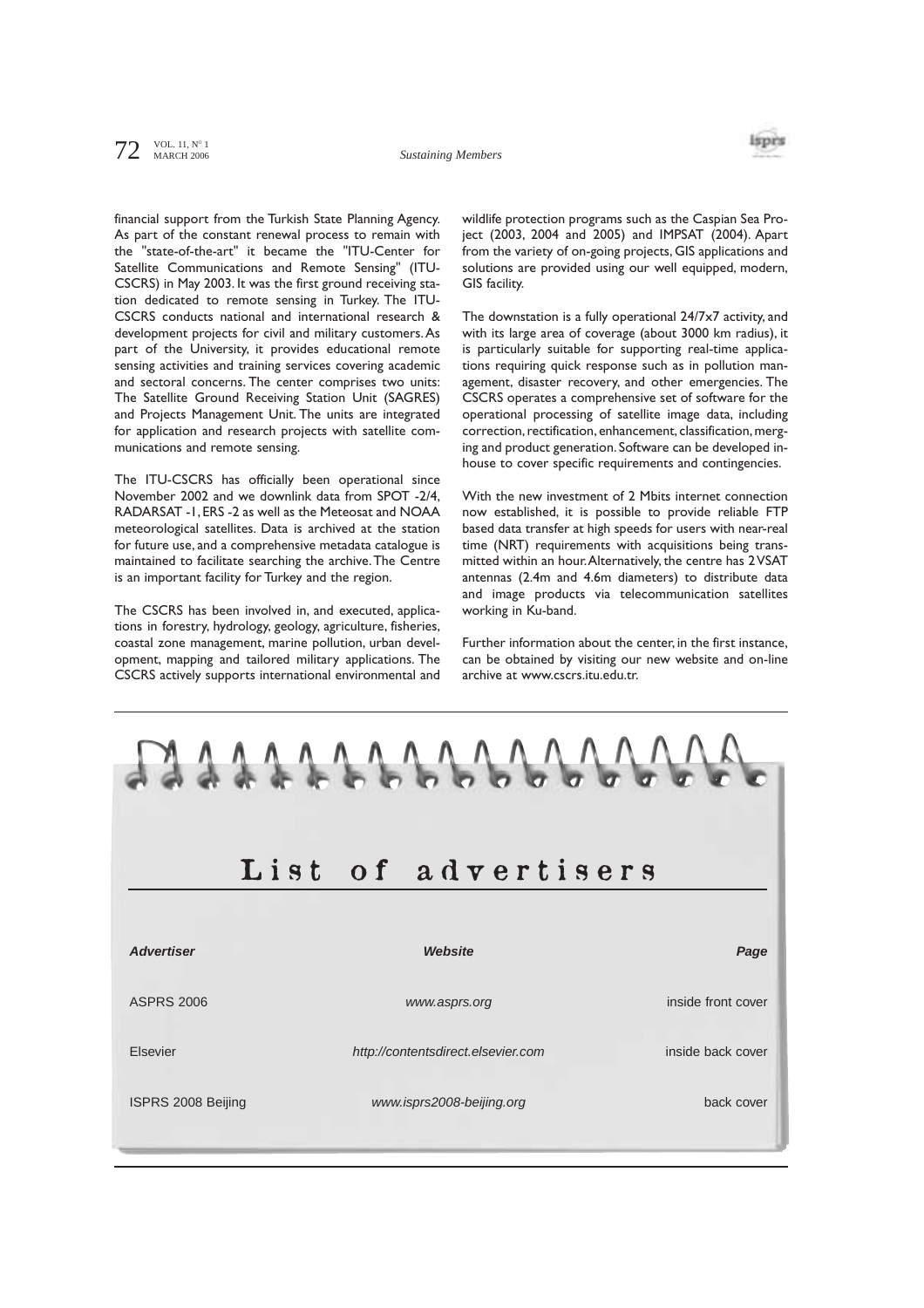financial support from the Turkish State Planning Agency. As part of the constant renewal process to remain with the "state-of-the-art" it became the "ITU-Center for Satellite Communications and Remote Sensing" (ITU-CSCRS) in May 2003. It was the first ground receiving station dedicated to remote sensing in Turkey. The ITU-CSCRS conducts national and international research & development projects for civil and military customers. As part of the University, it provides educational remote sensing activities and training services covering academic and sectoral concerns. The center comprises two units: The Satellite Ground Receiving Station Unit (SAGRES) and Projects Management Unit. The units are integrated for application and research projects with satellite communications and remote sensing.

The ITU-CSCRS has officially been operational since November 2002 and we downlink data from SPOT -2/4, RADARSAT -1, ERS -2 as well as the Meteosat and NOAA meteorological satellites. Data is archived at the station for future use, and a comprehensive metadata catalogue is maintained to facilitate searching the archive. The Centre is an important facility for Turkey and the region.

The CSCRS has been involved in, and executed, applications in forestry, hydrology, geology, agriculture, fisheries, coastal zone management, marine pollution, urban development, mapping and tailored military applications. The CSCRS actively supports international environmental and wildlife protection programs such as the Caspian Sea Project (2003, 2004 and 2005) and IMPSAT (2004). Apart from the variety of on-going projects, GIS applications and solutions are provided using our well equipped, modern, GIS facility.

The downstation is a fully operational 24/7x7 activity, and with its large area of coverage (about 3000 km radius), it is particularly suitable for supporting real-time applications requiring quick response such as in pollution management, disaster recovery, and other emergencies. The CSCRS operates a comprehensive set of software for the operational processing of satellite image data, including correction, rectification, enhancement, classification, merging and product generation. Software can be developed in-house to cover specific requirements and contingencies.

With the new investment of 2 Mbits internet connection now established, it is possible to provide reliable FTP based data transfer at high speeds for users with near-real time (NRT) requirements with acquisitions being transmitted within an hour. Alternatively, the centre has 2 VSAT antennas (2.4m and 4.6m diameters) to distribute data and image products via telecommunication satellites working in Ku-band.

Further information about the center, in the first instance, can be obtained by visiting our new website and on-line archive at www.cscrs.itu.edu.tr.

## List of advertisers

| *Advertiser* | *Website* | *Page* |
| --- | --- | --- |
| ASPRS 2006 | *www.asprs.org* | inside front cover |
| Elsevier | *http://contentsdirect.elsevier.com* | inside back cover |
| ISPRS 2008 Beijing | *www.isprs2008-beijing.org* | back cover |